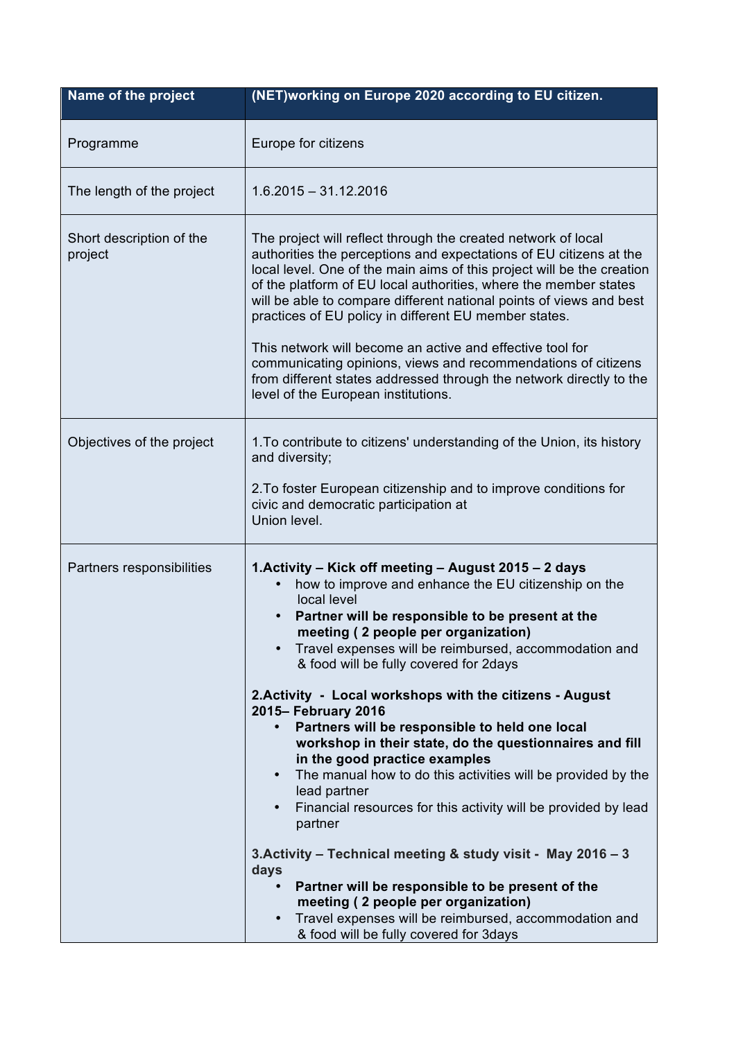| Name of the project | (NET)working on Europe 2020 according to EU citizen. |
|---|---|
| Programme | Europe for citizens |
| The length of the project | 1.6.2015 – 31.12.2016 |
| Short description of the project | The project will reflect through the created network of local authorities the perceptions and expectations of EU citizens at the local level. One of the main aims of this project will be the creation of the platform of EU local authorities, where the member states will be able to compare different national points of views and best practices of EU policy in different EU member states.<br><br>This network will become an active and effective tool for communicating opinions, views and recommendations of citizens from different states addressed through the network directly to the level of the European institutions. |
| Objectives of the project | 1.To contribute to citizens' understanding of the Union, its history and diversity;<br><br>2.To foster European citizenship and to improve conditions for civic and democratic participation at Union level. |
| Partners responsibilities | **1.Activity – Kick off meeting – August 2015 – 2 days**<br>• how to improve and enhance the EU citizenship on the local level<br>• **Partner will be responsible to be present at the meeting ( 2 people per organization)**<br>• Travel expenses will be reimbursed, accommodation and & food will be fully covered for 2days<br><br>**2.Activity - Local workshops with the citizens - August 2015– February 2016**<br>• **Partners will be responsible to held one local workshop in their state, do the questionnaires and fill in the good practice examples**<br>• The manual how to do this activities will be provided by the lead partner<br>• Financial resources for this activity will be provided by lead partner<br><br>**3.Activity – Technical meeting & study visit - May 2016 – 3 days**<br>• **Partner will be responsible to be present of the meeting ( 2 people per organization)**<br>• Travel expenses will be reimbursed, accommodation and & food will be fully covered for 3days |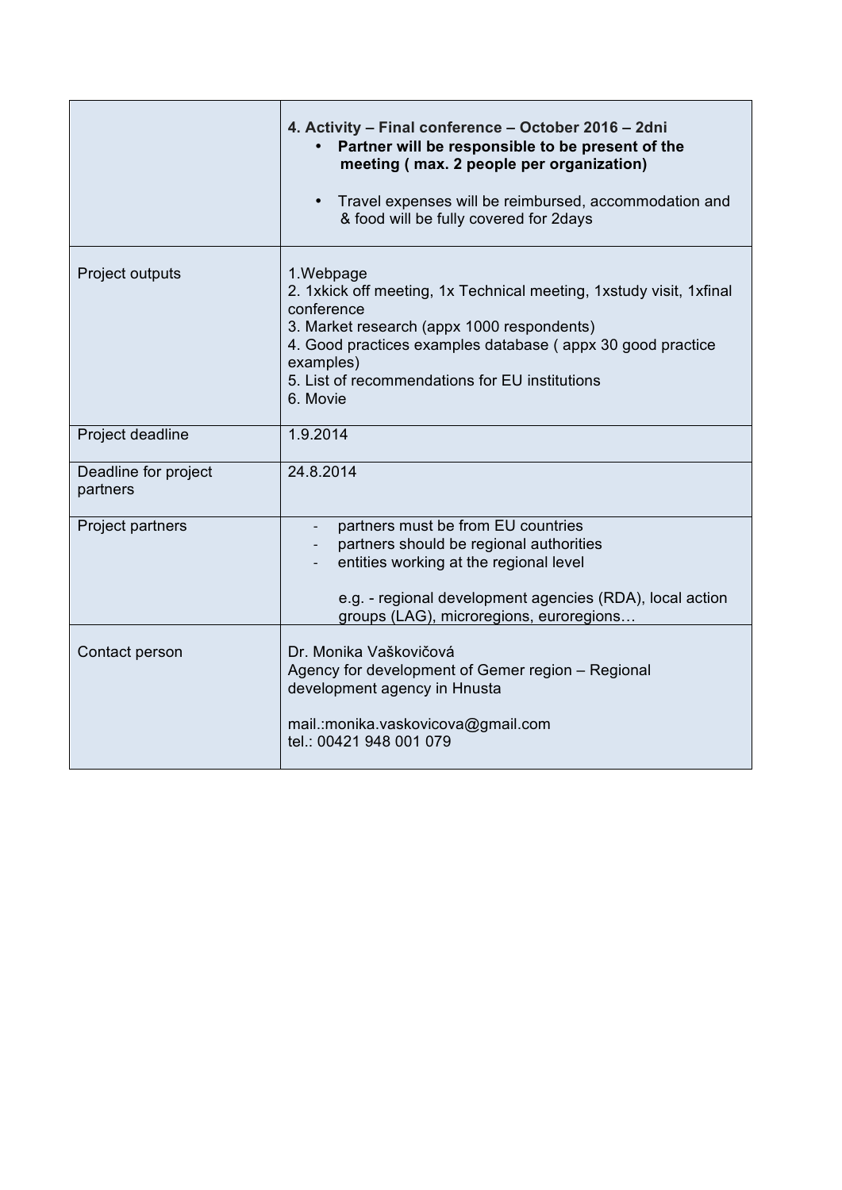| | |
|---|---|
| | **4. Activity – Final conference – October 2016 – 2dni**<br>• **Partner will be responsible to be present of the meeting ( max. 2 people per organization)**<br><br>• Travel expenses will be reimbursed, accommodation and & food will be fully covered for 2days |
| Project outputs | 1.Webpage<br>2. 1xkick off meeting, 1x Technical meeting, 1xstudy visit, 1xfinal conference<br>3. Market research (appx 1000 respondents)<br>4. Good practices examples database ( appx 30 good practice examples)<br>5. List of recommendations for EU institutions<br>6. Movie |
| Project deadline | 1.9.2014 |
| Deadline for project partners | 24.8.2014 |
| Project partners | - partners must be from EU countries<br>- partners should be regional authorities<br>- entities working at the regional level<br><br>e.g. - regional development agencies (RDA), local action groups (LAG), microregions, euroregions… |
| Contact person | Dr. Monika Vaškovičová<br>Agency for development of Gemer region – Regional development agency in Hnusta<br><br>mail.:monika.vaskovicova@gmail.com<br>tel.: 00421 948 001 079 |